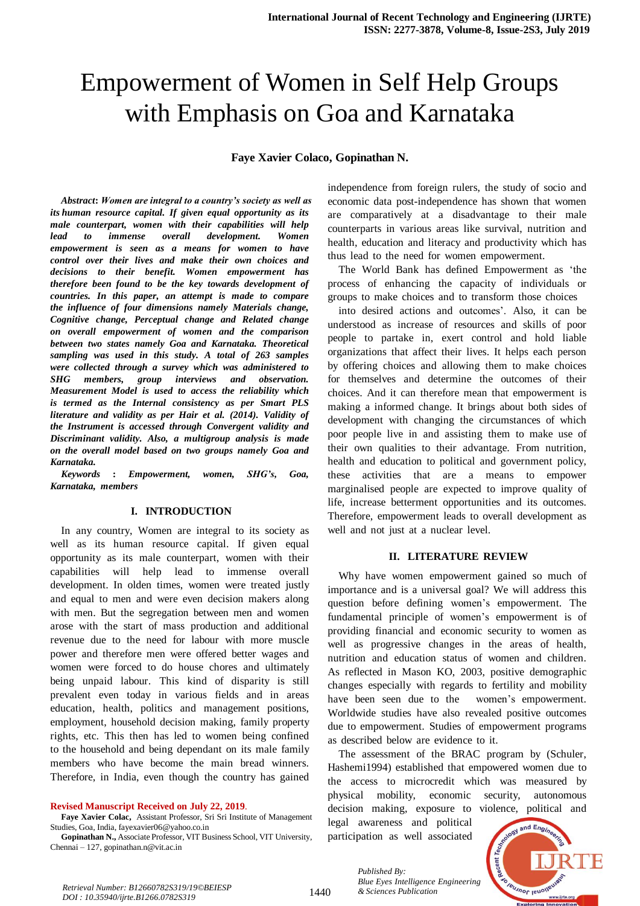# Empowerment of Women in Self Help Groups with Emphasis on Goa and Karnataka

**Faye Xavier Colaco, Gopinathan N.**

***Abstract*: *Women are integral to a country's society as well as its human resource capital. If given equal opportunity as its male counterpart, women with their capabilities will help lead to immense overall development. Women empowerment is seen as a means for women to have control over their lives and make their own choices and decisions to their benefit. Women empowerment has therefore been found to be the key towards development of countries. In this paper, an attempt is made to compare the influence of four dimensions namely Materials change, Cognitive change, Perceptual change and Related change on overall empowerment of women and the comparison between two states namely Goa and Karnataka. Theoretical sampling was used in this study. A total of 263 samples were collected through a survey which was administered to SHG members, group interviews and observation. Measurement Model is used to access the reliability which is termed as the Internal consistency as per Smart PLS literature and validity as per Hair et al. (2014). Validity of the Instrument is accessed through Convergent validity and Discriminant validity. Also, a multigroup analysis is made on the overall model based on two groups namely Goa and Karnataka.***

***Keywords : Empowerment, women, SHG's, Goa, Karnataka, members***

## I. INTRODUCTION

In any country, Women are integral to its society as well as its human resource capital. If given equal opportunity as its male counterpart, women with their capabilities will help lead to immense overall development. In olden times, women were treated justly and equal to men and were even decision makers along with men. But the segregation between men and women arose with the start of mass production and additional revenue due to the need for labour with more muscle power and therefore men were offered better wages and women were forced to do house chores and ultimately being unpaid labour. This kind of disparity is still prevalent even today in various fields and in areas education, health, politics and management positions, employment, household decision making, family property rights, etc. This then has led to women being confined to the household and being dependant on its male family members who have become the main bread winners. Therefore, in India, even though the country has gained independence from foreign rulers, the study of socio and economic data post-independence has shown that women are comparatively at a disadvantage to their male counterparts in various areas like survival, nutrition and health, education and literacy and productivity which has thus lead to the need for women empowerment.

The World Bank has defined Empowerment as 'the process of enhancing the capacity of individuals or groups to make choices and to transform those choices into desired actions and outcomes'. Also, it can be understood as increase of resources and skills of poor people to partake in, exert control and hold liable organizations that affect their lives. It helps each person by offering choices and allowing them to make choices for themselves and determine the outcomes of their choices. And it can therefore mean that empowerment is making a informed change. It brings about both sides of development with changing the circumstances of which poor people live in and assisting them to make use of their own qualities to their advantage. From nutrition, health and education to political and government policy, these activities that are a means to empower marginalised people are expected to improve quality of life, increase betterment opportunities and its outcomes. Therefore, empowerment leads to overall development as well and not just at a nuclear level.

## II. LITERATURE REVIEW

Why have women empowerment gained so much of importance and is a universal goal? We will address this question before defining women's empowerment. The fundamental principle of women's empowerment is of providing financial and economic security to women as well as progressive changes in the areas of health, nutrition and education status of women and children. As reflected in Mason KO, 2003, positive demographic changes especially with regards to fertility and mobility have been seen due to the women's empowerment. Worldwide studies have also revealed positive outcomes due to empowerment. Studies of empowerment programs as described below are evidence to it.

The assessment of the BRAC program by (Schuler, Hashemi1994) established that empowered women due to the access to microcredit which was measured by physical mobility, economic security, autonomous decision making, exposure to violence, political and legal awareness and political participation as well associated

**Revised Manuscript Received on July 22, 2019.**

**Faye Xavier Colac,** Assistant Professor, Sri Sri Institute of Management Studies, Goa, India, fayexavier06@yahoo.co.in

**Gopinathan N.,** Associate Professor, VIT Business School, VIT University, Chennai – 127, gopinathan.n@vit.ac.in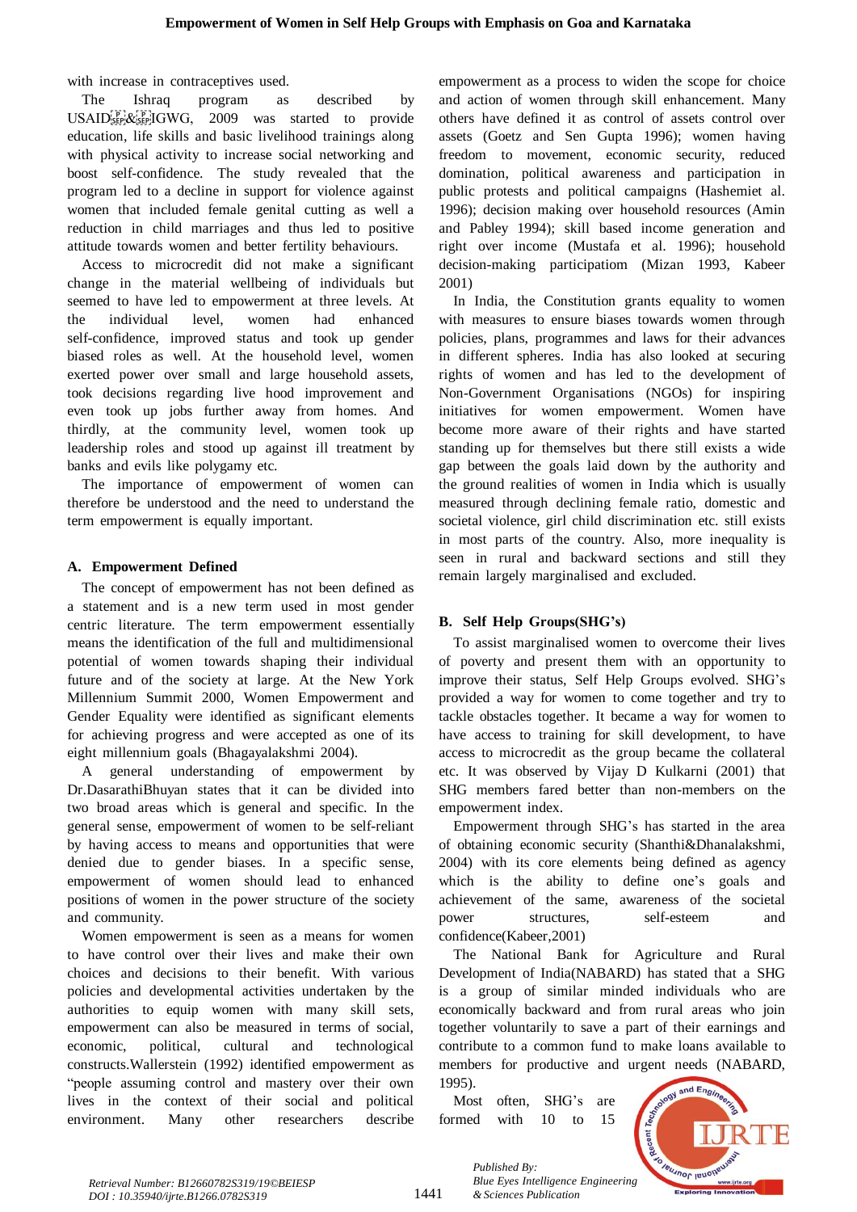with increase in contraceptives used.

The Ishraq program as described by USAID&IGWG, 2009 was started to provide education, life skills and basic livelihood trainings along with physical activity to increase social networking and boost self-confidence. The study revealed that the program led to a decline in support for violence against women that included female genital cutting as well a reduction in child marriages and thus led to positive attitude towards women and better fertility behaviours.

Access to microcredit did not make a significant change in the material wellbeing of individuals but seemed to have led to empowerment at three levels. At the individual level, women had enhanced self-confidence, improved status and took up gender biased roles as well. At the household level, women exerted power over small and large household assets, took decisions regarding live hood improvement and even took up jobs further away from homes. And thirdly, at the community level, women took up leadership roles and stood up against ill treatment by banks and evils like polygamy etc.

The importance of empowerment of women can therefore be understood and the need to understand the term empowerment is equally important.

## A. Empowerment Defined

The concept of empowerment has not been defined as a statement and is a new term used in most gender centric literature. The term empowerment essentially means the identification of the full and multidimensional potential of women towards shaping their individual future and of the society at large. At the New York Millennium Summit 2000, Women Empowerment and Gender Equality were identified as significant elements for achieving progress and were accepted as one of its eight millennium goals (Bhagayalakshmi 2004).

A general understanding of empowerment by Dr.DasarathiBhuyan states that it can be divided into two broad areas which is general and specific. In the general sense, empowerment of women to be self-reliant by having access to means and opportunities that were denied due to gender biases. In a specific sense, empowerment of women should lead to enhanced positions of women in the power structure of the society and community.

Women empowerment is seen as a means for women to have control over their lives and make their own choices and decisions to their benefit. With various policies and developmental activities undertaken by the authorities to equip women with many skill sets, empowerment can also be measured in terms of social, economic, political, cultural and technological constructs.Wallerstein (1992) identified empowerment as "people assuming control and mastery over their own lives in the context of their social and political environment. Many other researchers describe empowerment as a process to widen the scope for choice and action of women through skill enhancement. Many others have defined it as control of assets control over assets (Goetz and Sen Gupta 1996); women having freedom to movement, economic security, reduced domination, political awareness and participation in public protests and political campaigns (Hashemiet al. 1996); decision making over household resources (Amin and Pabley 1994); skill based income generation and right over income (Mustafa et al. 1996); household decision-making participatiom (Mizan 1993, Kabeer 2001)

In India, the Constitution grants equality to women with measures to ensure biases towards women through policies, plans, programmes and laws for their advances in different spheres. India has also looked at securing rights of women and has led to the development of Non-Government Organisations (NGOs) for inspiring initiatives for women empowerment. Women have become more aware of their rights and have started standing up for themselves but there still exists a wide gap between the goals laid down by the authority and the ground realities of women in India which is usually measured through declining female ratio, domestic and societal violence, girl child discrimination etc. still exists in most parts of the country. Also, more inequality is seen in rural and backward sections and still they remain largely marginalised and excluded.

## B. Self Help Groups(SHG's)

To assist marginalised women to overcome their lives of poverty and present them with an opportunity to improve their status, Self Help Groups evolved. SHG's provided a way for women to come together and try to tackle obstacles together. It became a way for women to have access to training for skill development, to have access to microcredit as the group became the collateral etc. It was observed by Vijay D Kulkarni (2001) that SHG members fared better than non-members on the empowerment index.

Empowerment through SHG's has started in the area of obtaining economic security (Shanthi&Dhanalakshmi, 2004) with its core elements being defined as agency which is the ability to define one's goals and achievement of the same, awareness of the societal power structures, self-esteem and confidence(Kabeer,2001)

The National Bank for Agriculture and Rural Development of India(NABARD) has stated that a SHG is a group of similar minded individuals who are economically backward and from rural areas who join together voluntarily to save a part of their earnings and contribute to a common fund to make loans available to members for productive and urgent needs (NABARD, 1995).

Most often, SHG's are formed with 10 to 15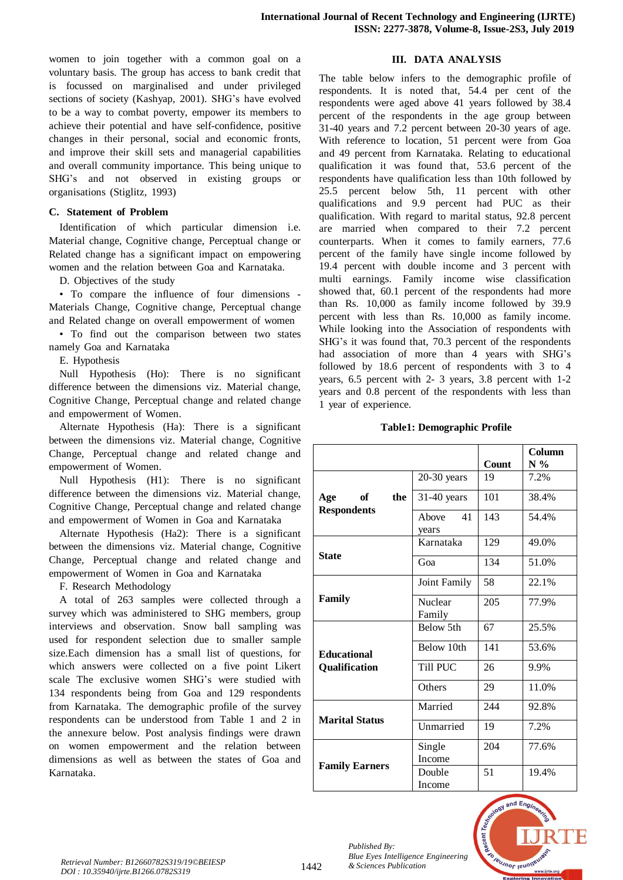women to join together with a common goal on a voluntary basis. The group has access to bank credit that is focussed on marginalised and under privileged sections of society (Kashyap, 2001). SHG's have evolved to be a way to combat poverty, empower its members to achieve their potential and have self-confidence, positive changes in their personal, social and economic fronts, and improve their skill sets and managerial capabilities and overall community importance. This being unique to SHG's and not observed in existing groups or organisations (Stiglitz, 1993)

### C. Statement of Problem

Identification of which particular dimension i.e. Material change, Cognitive change, Perceptual change or Related change has a significant impact on empowering women and the relation between Goa and Karnataka.

D. Objectives of the study

• To compare the influence of four dimensions - Materials Change, Cognitive change, Perceptual change and Related change on overall empowerment of women

• To find out the comparison between two states namely Goa and Karnataka

E. Hypothesis

Null Hypothesis (Ho): There is no significant difference between the dimensions viz. Material change, Cognitive Change, Perceptual change and related change and empowerment of Women.

Alternate Hypothesis (Ha): There is a significant between the dimensions viz. Material change, Cognitive Change, Perceptual change and related change and empowerment of Women.

Null Hypothesis (H1): There is no significant difference between the dimensions viz. Material change, Cognitive Change, Perceptual change and related change and empowerment of Women in Goa and Karnataka

Alternate Hypothesis (Ha2): There is a significant between the dimensions viz. Material change, Cognitive Change, Perceptual change and related change and empowerment of Women in Goa and Karnataka

F. Research Methodology

A total of 263 samples were collected through a survey which was administered to SHG members, group interviews and observation. Snow ball sampling was used for respondent selection due to smaller sample size.Each dimension has a small list of questions, for which answers were collected on a five point Likert scale The exclusive women SHG's were studied with 134 respondents being from Goa and 129 respondents from Karnataka. The demographic profile of the survey respondents can be understood from Table 1 and 2 in the annexure below. Post analysis findings were drawn on women empowerment and the relation between dimensions as well as between the states of Goa and Karnataka.

## III. DATA ANALYSIS

The table below infers to the demographic profile of respondents. It is noted that, 54.4 per cent of the respondents were aged above 41 years followed by 38.4 percent of the respondents in the age group between 31-40 years and 7.2 percent between 20-30 years of age. With reference to location, 51 percent were from Goa and 49 percent from Karnataka. Relating to educational qualification it was found that, 53.6 percent of the respondents have qualification less than 10th followed by 25.5 percent below 5th, 11 percent with other qualifications and 9.9 percent had PUC as their qualification. With regard to marital status, 92.8 percent are married when compared to their 7.2 percent counterparts. When it comes to family earners, 77.6 percent of the family have single income followed by 19.4 percent with double income and 3 percent with multi earnings. Family income wise classification showed that, 60.1 percent of the respondents had more than Rs. 10,000 as family income followed by 39.9 percent with less than Rs. 10,000 as family income. While looking into the Association of respondents with SHG's it was found that, 70.3 percent of the respondents had association of more than 4 years with SHG's followed by 18.6 percent of respondents with 3 to 4 years, 6.5 percent with 2- 3 years, 3.8 percent with 1-2 years and 0.8 percent of the respondents with less than 1 year of experience.

**Table1: Demographic Profile**

| | | Count | Column N % |
|---|---|---|---|
| **Age of the Respondents** | 20-30 years | 19 | 7.2% |
| | 31-40 years | 101 | 38.4% |
| | Above 41 years | 143 | 54.4% |
| **State** | Karnataka | 129 | 49.0% |
| | Goa | 134 | 51.0% |
| **Family** | Joint Family | 58 | 22.1% |
| | Nuclear Family | 205 | 77.9% |
| **Educational Qualification** | Below 5th | 67 | 25.5% |
| | Below 10th | 141 | 53.6% |
| | Till PUC | 26 | 9.9% |
| | Others | 29 | 11.0% |
| **Marital Status** | Married | 244 | 92.8% |
| | Unmarried | 19 | 7.2% |
| **Family Earners** | Single Income | 204 | 77.6% |
| | Double Income | 51 | 19.4% |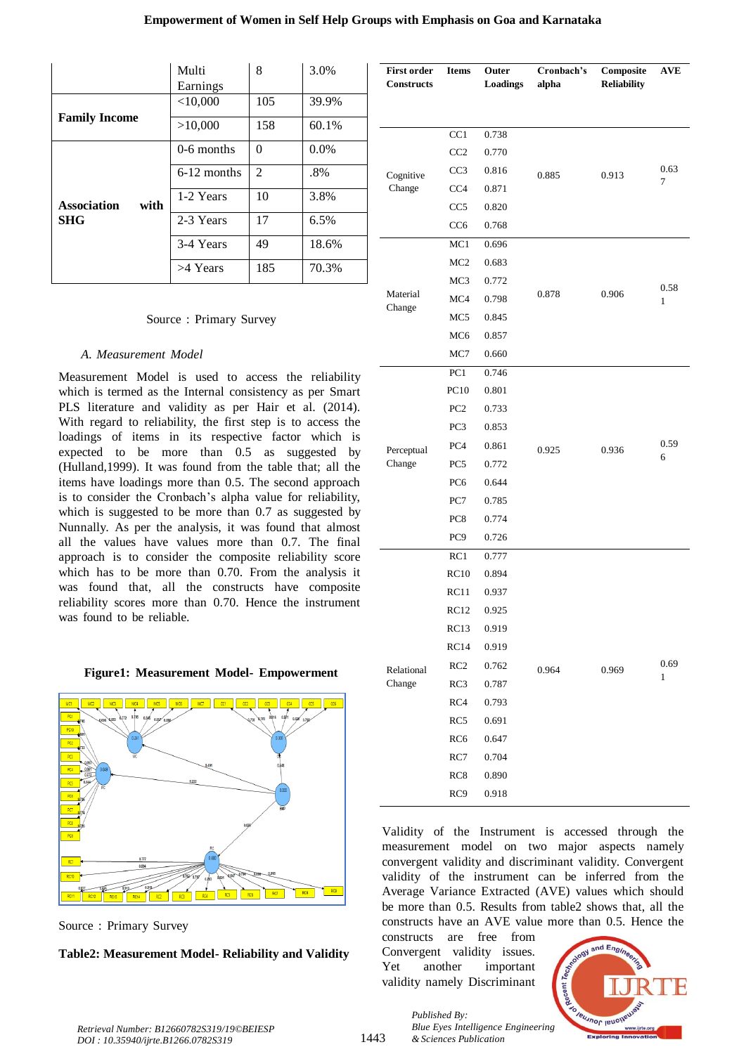|  | Multi Earnings | 8 | 3.0% |
|---|---|---|---|
| **Family Income** | <10,000 | 105 | 39.9% |
|  | >10,000 | 158 | 60.1% |
| **Association with SHG** | 0-6 months | 0 | 0.0% |
|  | 6-12 months | 2 | .8% |
|  | 1-2 Years | 10 | 3.8% |
|  | 2-3 Years | 17 | 6.5% |
|  | 3-4 Years | 49 | 18.6% |
|  | >4 Years | 185 | 70.3% |

Source : Primary Survey

*A. Measurement Model*

Measurement Model is used to access the reliability which is termed as the Internal consistency as per Smart PLS literature and validity as per Hair et al. (2014). With regard to reliability, the first step is to access the loadings of items in its respective factor which is expected to be more than 0.5 as suggested by (Hulland,1999). It was found from the table that; all the items have loadings more than 0.5. The second approach is to consider the Cronbach's alpha value for reliability, which is suggested to be more than 0.7 as suggested by Nunnally. As per the analysis, it was found that almost all the values have values more than 0.7. The final approach is to consider the composite reliability score which has to be more than 0.70. From the analysis it was found that, all the constructs have composite reliability scores more than 0.70. Hence the instrument was found to be reliable.

**Figure1: Measurement Model- Empowerment**

Source : Primary Survey

**Table2: Measurement Model- Reliability and Validity**

| First order Constructs | Items | Outer Loadings | Cronbach's alpha | Composite Reliability | AVE |
|---|---|---|---|---|---|
| Cognitive Change | CC1 | 0.738 | 0.885 | 0.913 | 0.637 |
|  | CC2 | 0.770 |  |  |  |
|  | CC3 | 0.816 |  |  |  |
|  | CC4 | 0.871 |  |  |  |
|  | CC5 | 0.820 |  |  |  |
|  | CC6 | 0.768 |  |  |  |
| Material Change | MC1 | 0.696 | 0.878 | 0.906 | 0.581 |
|  | MC2 | 0.683 |  |  |  |
|  | MC3 | 0.772 |  |  |  |
|  | MC4 | 0.798 |  |  |  |
|  | MC5 | 0.845 |  |  |  |
|  | MC6 | 0.857 |  |  |  |
|  | MC7 | 0.660 |  |  |  |
| Perceptual Change | PC1 | 0.746 | 0.925 | 0.936 | 0.596 |
|  | PC10 | 0.801 |  |  |  |
|  | PC2 | 0.733 |  |  |  |
|  | PC3 | 0.853 |  |  |  |
|  | PC4 | 0.861 |  |  |  |
|  | PC5 | 0.772 |  |  |  |
|  | PC6 | 0.644 |  |  |  |
|  | PC7 | 0.785 |  |  |  |
|  | PC8 | 0.774 |  |  |  |
|  | PC9 | 0.726 |  |  |  |
| Relational Change | RC1 | 0.777 | 0.964 | 0.969 | 0.691 |
|  | RC10 | 0.894 |  |  |  |
|  | RC11 | 0.937 |  |  |  |
|  | RC12 | 0.925 |  |  |  |
|  | RC13 | 0.919 |  |  |  |
|  | RC14 | 0.919 |  |  |  |
|  | RC2 | 0.762 |  |  |  |
|  | RC3 | 0.787 |  |  |  |
|  | RC4 | 0.793 |  |  |  |
|  | RC5 | 0.691 |  |  |  |
|  | RC6 | 0.647 |  |  |  |
|  | RC7 | 0.704 |  |  |  |
|  | RC8 | 0.890 |  |  |  |
|  | RC9 | 0.918 |  |  |  |

Validity of the Instrument is accessed through the measurement model on two major aspects namely convergent validity and discriminant validity. Convergent validity of the instrument can be inferred from the Average Variance Extracted (AVE) values which should be more than 0.5. Results from table2 shows that, all the constructs have an AVE value more than 0.5. Hence the constructs are free from Convergent validity issues. Yet another important validity namely Discriminant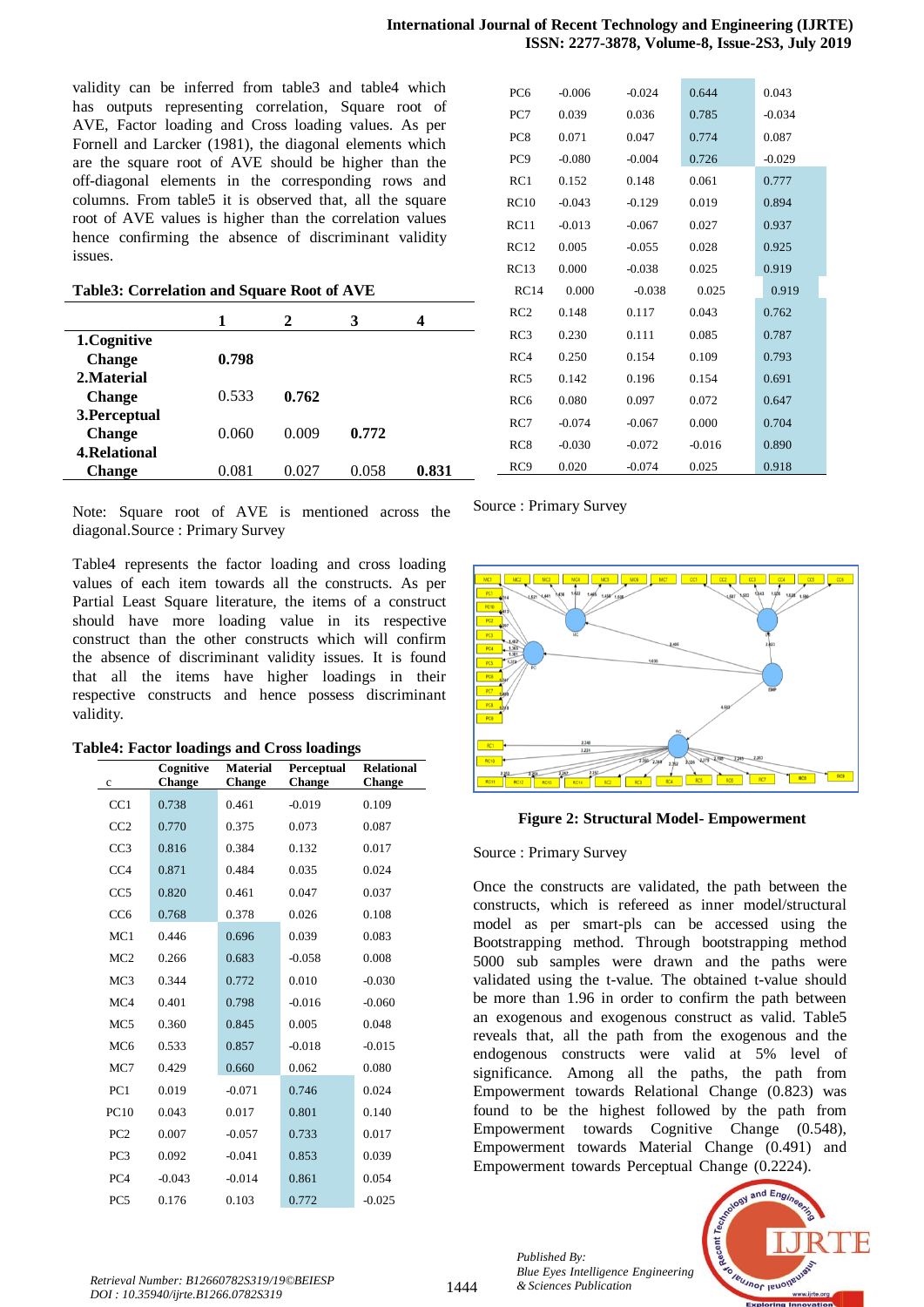validity can be inferred from table3 and table4 which has outputs representing correlation, Square root of AVE, Factor loading and Cross loading values. As per Fornell and Larcker (1981), the diagonal elements which are the square root of AVE should be higher than the off-diagonal elements in the corresponding rows and columns. From table5 it is observed that, all the square root of AVE values is higher than the correlation values hence confirming the absence of discriminant validity issues.

**Table3: Correlation and Square Root of AVE**

| | 1 | 2 | 3 | 4 |
|---|---|---|---|---|
| **1.Cognitive Change** | **0.798** | | | |
| **2.Material Change** | 0.533 | **0.762** | | |
| **3.Perceptual Change** | 0.060 | 0.009 | **0.772** | |
| **4.Relational Change** | 0.081 | 0.027 | 0.058 | **0.831** |

Note: Square root of AVE is mentioned across the diagonal.Source : Primary Survey

Table4 represents the factor loading and cross loading values of each item towards all the constructs. As per Partial Least Square literature, the items of a construct should have more loading value in its respective construct than the other constructs which will confirm the absence of discriminant validity issues. It is found that all the items have higher loadings in their respective constructs and hence possess discriminant validity.

**Table4: Factor loadings and Cross loadings**

| c | Cognitive Change | Material Change | Perceptual Change | Relational Change |
|---|---|---|---|---|
| CC1 | 0.738 | 0.461 | -0.019 | 0.109 |
| CC2 | 0.770 | 0.375 | 0.073 | 0.087 |
| CC3 | 0.816 | 0.384 | 0.132 | 0.017 |
| CC4 | 0.871 | 0.484 | 0.035 | 0.024 |
| CC5 | 0.820 | 0.461 | 0.047 | 0.037 |
| CC6 | 0.768 | 0.378 | 0.026 | 0.108 |
| MC1 | 0.446 | 0.696 | 0.039 | 0.083 |
| MC2 | 0.266 | 0.683 | -0.058 | 0.008 |
| MC3 | 0.344 | 0.772 | 0.010 | -0.030 |
| MC4 | 0.401 | 0.798 | -0.016 | -0.060 |
| MC5 | 0.360 | 0.845 | 0.005 | 0.048 |
| MC6 | 0.533 | 0.857 | -0.018 | -0.015 |
| MC7 | 0.429 | 0.660 | 0.062 | 0.080 |
| PC1 | 0.019 | -0.071 | 0.746 | 0.024 |
| PC10 | 0.043 | 0.017 | 0.801 | 0.140 |
| PC2 | 0.007 | -0.057 | 0.733 | 0.017 |
| PC3 | 0.092 | -0.041 | 0.853 | 0.039 |
| PC4 | -0.043 | -0.014 | 0.861 | 0.054 |
| PC5 | 0.176 | 0.103 | 0.772 | -0.025 |
| PC6 | -0.006 | -0.024 | 0.644 | 0.043 |
| PC7 | 0.039 | 0.036 | 0.785 | -0.034 |
| PC8 | 0.071 | 0.047 | 0.774 | 0.087 |
| PC9 | -0.080 | -0.004 | 0.726 | -0.029 |
| RC1 | 0.152 | 0.148 | 0.061 | 0.777 |
| RC10 | -0.043 | -0.129 | 0.019 | 0.894 |
| RC11 | -0.013 | -0.067 | 0.027 | 0.937 |
| RC12 | 0.005 | -0.055 | 0.028 | 0.925 |
| RC13 | 0.000 | -0.038 | 0.025 | 0.919 |
| RC14 | 0.000 | -0.038 | 0.025 | 0.919 |
| RC2 | 0.148 | 0.117 | 0.043 | 0.762 |
| RC3 | 0.230 | 0.111 | 0.085 | 0.787 |
| RC4 | 0.250 | 0.154 | 0.109 | 0.793 |
| RC5 | 0.142 | 0.196 | 0.154 | 0.691 |
| RC6 | 0.080 | 0.097 | 0.072 | 0.647 |
| RC7 | -0.074 | -0.067 | 0.000 | 0.704 |
| RC8 | -0.030 | -0.072 | -0.016 | 0.890 |
| RC9 | 0.020 | -0.074 | 0.025 | 0.918 |

Source : Primary Survey

**Figure 2: Structural Model- Empowerment**

Source : Primary Survey

Once the constructs are validated, the path between the constructs, which is refereed as inner model/structural model as per smart-pls can be accessed using the Bootstrapping method. Through bootstrapping method 5000 sub samples were drawn and the paths were validated using the t-value. The obtained t-value should be more than 1.96 in order to confirm the path between an exogenous and exogenous construct as valid. Table5 reveals that, all the path from the exogenous and the endogenous constructs were valid at 5% level of significance. Among all the paths, the path from Empowerment towards Relational Change (0.823) was found to be the highest followed by the path from Empowerment towards Cognitive Change (0.548), Empowerment towards Material Change (0.491) and Empowerment towards Perceptual Change (0.2224).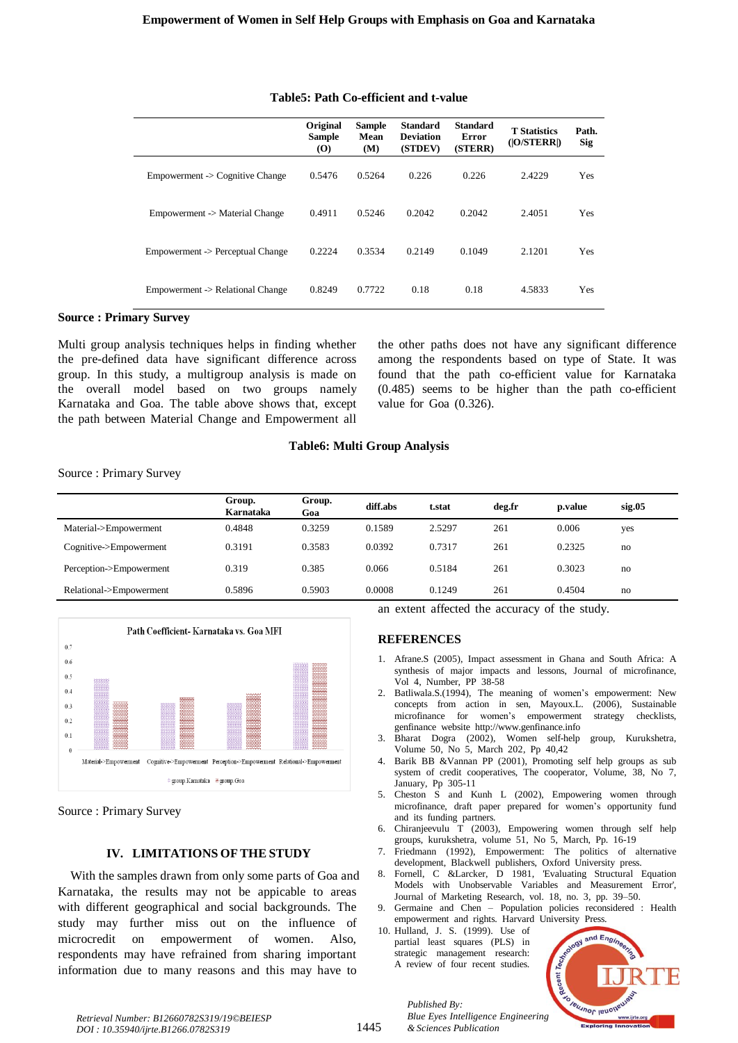**Table5: Path Co-efficient and t-value**

| | Original Sample (O) | Sample Mean (M) | Standard Deviation (STDEV) | Standard Error (STERR) | T Statistics (\|O/STERR\|) | Path. Sig |
|---|---|---|---|---|---|---|
| Empowerment -> Cognitive Change | 0.5476 | 0.5264 | 0.226 | 0.226 | 2.4229 | Yes |
| Empowerment -> Material Change | 0.4911 | 0.5246 | 0.2042 | 0.2042 | 2.4051 | Yes |
| Empowerment -> Perceptual Change | 0.2224 | 0.3534 | 0.2149 | 0.1049 | 2.1201 | Yes |
| Empowerment -> Relational Change | 0.8249 | 0.7722 | 0.18 | 0.18 | 4.5833 | Yes |

**Source : Primary Survey**

Multi group analysis techniques helps in finding whether the pre-defined data have significant difference across group. In this study, a multigroup analysis is made on the overall model based on two groups namely Karnataka and Goa. The table above shows that, except the path between Material Change and Empowerment all the other paths does not have any significant difference among the respondents based on type of State. It was found that the path co-efficient value for Karnataka (0.485) seems to be higher than the path co-efficient value for Goa (0.326).

**Table6: Multi Group Analysis**

Source : Primary Survey

| | Group. Karnataka | Group. Goa | diff.abs | t.stat | deg.fr | p.value | sig.05 |
|---|---|---|---|---|---|---|---|
| Material->Empowerment | 0.4848 | 0.3259 | 0.1589 | 2.5297 | 261 | 0.006 | yes |
| Cognitive->Empowerment | 0.3191 | 0.3583 | 0.0392 | 0.7317 | 261 | 0.2325 | no |
| Perception->Empowerment | 0.319 | 0.385 | 0.066 | 0.5184 | 261 | 0.3023 | no |
| Relational->Empowerment | 0.5896 | 0.5903 | 0.0008 | 0.1249 | 261 | 0.4504 | no |

Path Coefficient- Karnataka vs. Goa MFI

Source : Primary Survey

## IV. LIMITATIONS OF THE STUDY

With the samples drawn from only some parts of Goa and Karnataka, the results may not be appicable to areas with different geographical and social backgrounds. The study may further miss out on the influence of microcredit on empowerment of women. Also, respondents may have refrained from sharing important information due to many reasons and this may have to an extent affected the accuracy of the study.

## REFERENCES

1. Afrane.S (2005), Impact assessment in Ghana and South Africa: A synthesis of major impacts and lessons, Journal of microfinance, Vol 4, Number, PP 38-58
2. Batliwala.S.(1994), The meaning of women's empowerment: New concepts from action in sen, Mayoux.L. (2006), Sustainable microfinance for women's empowerment strategy checklists, genfinance website http://www.genfinance.info
3. Bharat Dogra (2002), Women self-help group, Kurukshetra, Volume 50, No 5, March 202, Pp 40,42
4. Barik BB &Vannan PP (2001), Promoting self help groups as sub system of credit cooperatives, The cooperator, Volume, 38, No 7, January, Pp 305-11
5. Cheston S and Kunh L (2002), Empowering women through microfinance, draft paper prepared for women's opportunity fund and its funding partners.
6. Chiranjeevulu T (2003), Empowering women through self help groups, kurukshetra, volume 51, No 5, March, Pp. 16-19
7. Friedmann (1992), Empowerment: The politics of alternative development, Blackwell publishers, Oxford University press.
8. Fornell, C &Larcker, D 1981, 'Evaluating Structural Equation Models with Unobservable Variables and Measurement Error', Journal of Marketing Research, vol. 18, no. 3, pp. 39–50.
9. Germaine and Chen – Population policies reconsidered : Health empowerment and rights. Harvard University Press.
10. Hulland, J. S. (1999). Use of partial least squares (PLS) in strategic management research: A review of four recent studies.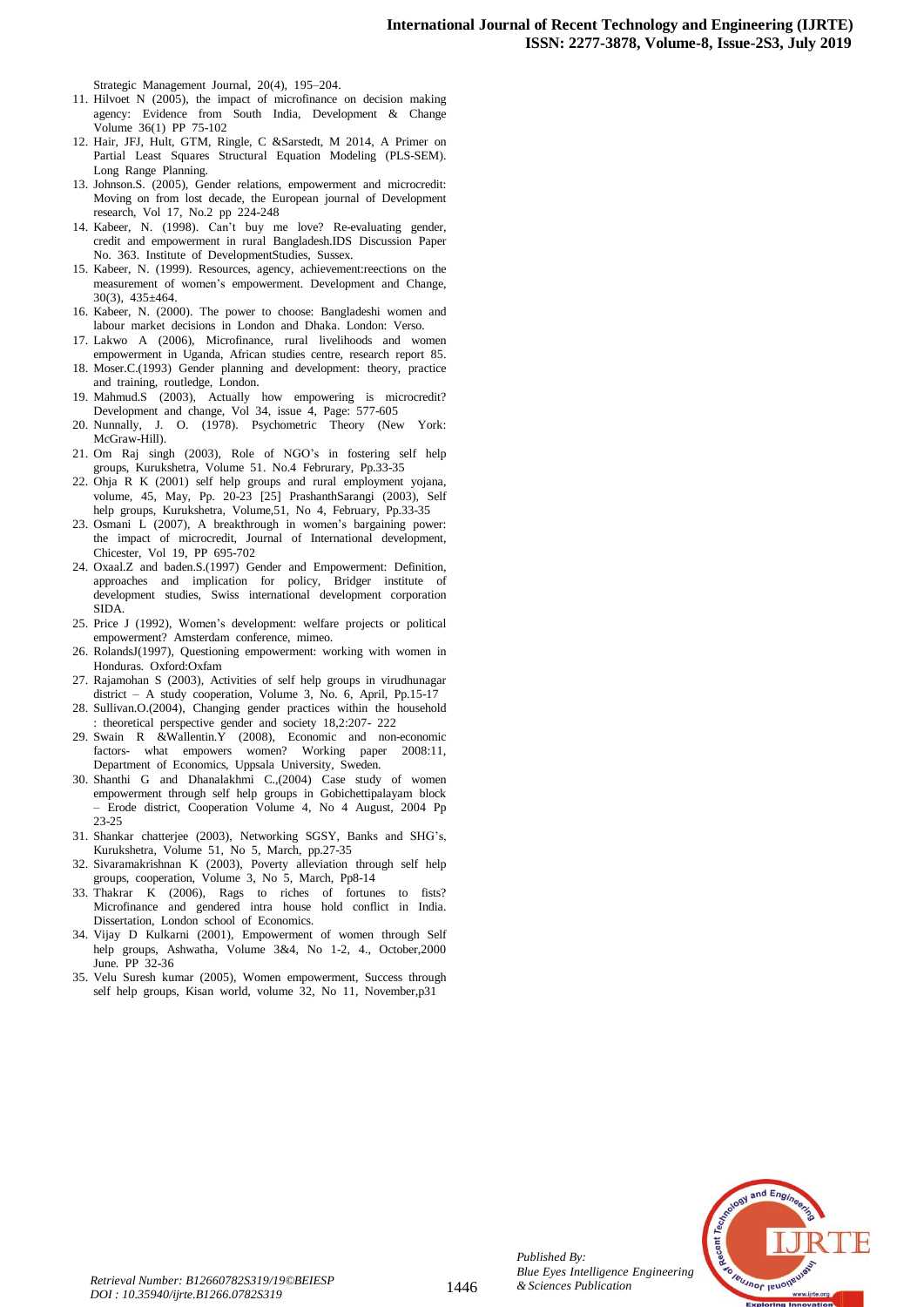Strategic Management Journal, 20(4), 195–204.

11. Hilvoet N (2005), the impact of microfinance on decision making agency: Evidence from South India, Development & Change Volume 36(1) PP 75-102
12. Hair, JFJ, Hult, GTM, Ringle, C &Sarstedt, M 2014, A Primer on Partial Least Squares Structural Equation Modeling (PLS-SEM). Long Range Planning.
13. Johnson.S. (2005), Gender relations, empowerment and microcredit: Moving on from lost decade, the European journal of Development research, Vol 17, No.2 pp 224-248
14. Kabeer, N. (1998). Can't buy me love? Re-evaluating gender, credit and empowerment in rural Bangladesh.IDS Discussion Paper No. 363. Institute of DevelopmentStudies, Sussex.
15. Kabeer, N. (1999). Resources, agency, achievement:reections on the measurement of women's empowerment. Development and Change, 30(3), 435±464.
16. Kabeer, N. (2000). The power to choose: Bangladeshi women and labour market decisions in London and Dhaka. London: Verso.
17. Lakwo A (2006), Microfinance, rural livelihoods and women empowerment in Uganda, African studies centre, research report 85.
18. Moser.C.(1993) Gender planning and development: theory, practice and training, routledge, London.
19. Mahmud.S (2003), Actually how empowering is microcredit? Development and change, Vol 34, issue 4, Page: 577-605
20. Nunnally, J. O. (1978). Psychometric Theory (New York: McGraw-Hill).
21. Om Raj singh (2003), Role of NGO's in fostering self help groups, Kurukshetra, Volume 51. No.4 Februrary, Pp.33-35
22. Ohja R K (2001) self help groups and rural employment yojana, volume, 45, May, Pp. 20-23 [25] PrashanthSarangi (2003), Self help groups, Kurukshetra, Volume,51, No 4, February, Pp.33-35
23. Osmani L (2007), A breakthrough in women's bargaining power: the impact of microcredit, Journal of International development, Chicester, Vol 19, PP 695-702
24. Oxaal.Z and baden.S.(1997) Gender and Empowerment: Definition, approaches and implication for policy, Bridger institute of development studies, Swiss international development corporation SIDA.
25. Price J (1992), Women's development: welfare projects or political empowerment? Amsterdam conference, mimeo.
26. RolandsJ(1997), Questioning empowerment: working with women in Honduras. Oxford:Oxfam
27. Rajamohan S (2003), Activities of self help groups in virudhunagar district – A study cooperation, Volume 3, No. 6, April, Pp.15-17
28. Sullivan.O.(2004), Changing gender practices within the household : theoretical perspective gender and society 18,2:207- 222
29. Swain R &Wallentin.Y (2008), Economic and non-economic factors- what empowers women? Working paper 2008:11, Department of Economics, Uppsala University, Sweden.
30. Shanthi G and Dhanalakhmi C.,(2004) Case study of women empowerment through self help groups in Gobichettipalayam block – Erode district, Cooperation Volume 4, No 4 August, 2004 Pp 23-25
31. Shankar chatterjee (2003), Networking SGSY, Banks and SHG's, Kurukshetra, Volume 51, No 5, March, pp.27-35
32. Sivaramakrishnan K (2003), Poverty alleviation through self help groups, cooperation, Volume 3, No 5, March, Pp8-14
33. Thakrar K (2006), Rags to riches of fortunes to fists? Microfinance and gendered intra house hold conflict in India. Dissertation, London school of Economics.
34. Vijay D Kulkarni (2001), Empowerment of women through Self help groups, Ashwatha, Volume 3&4, No 1-2, 4., October,2000 June. PP 32-36
35. Velu Suresh kumar (2005), Women empowerment, Success through self help groups, Kisan world, volume 32, No 11, November,p31